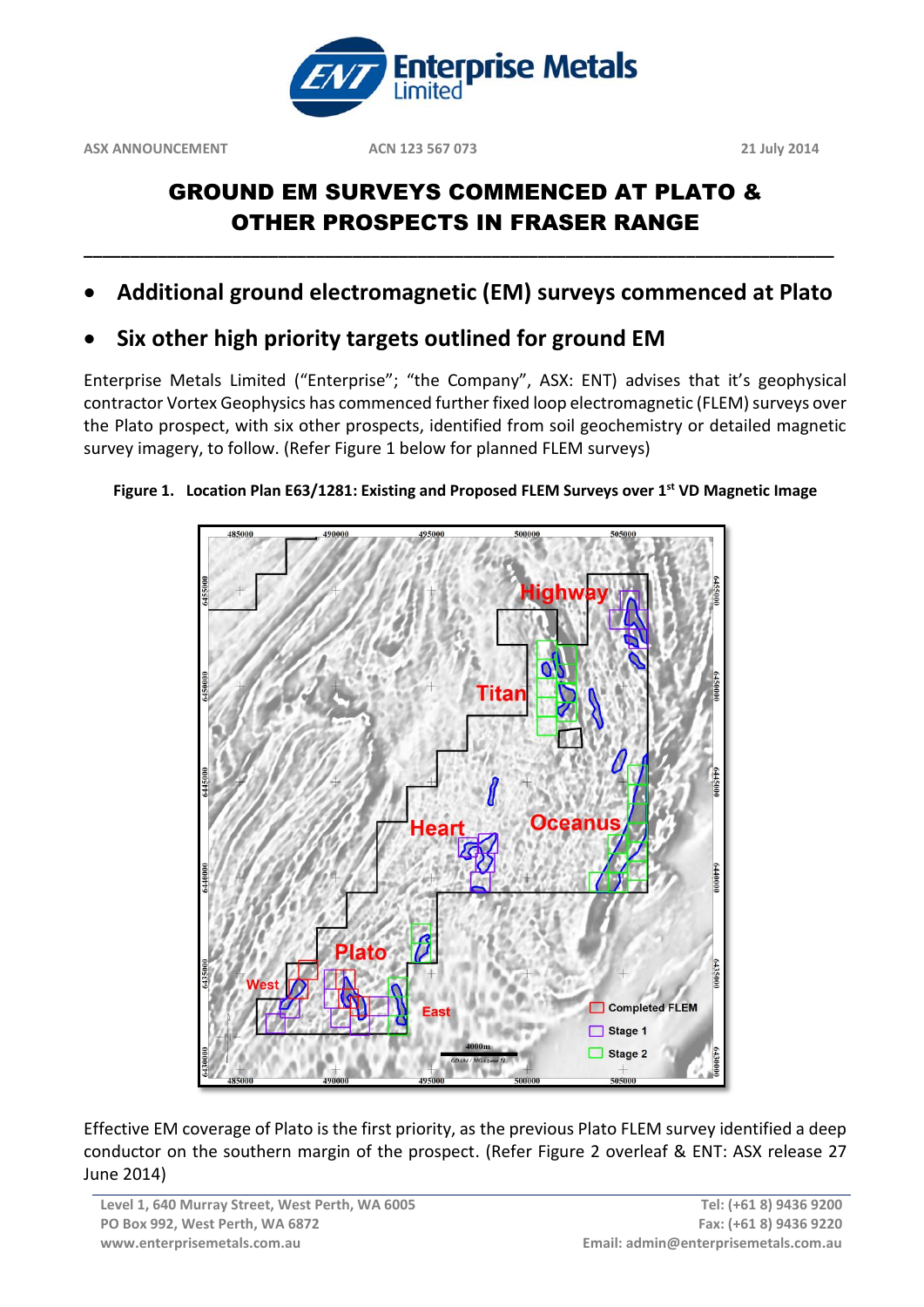ASX ANNOUNCEMENT ACN 123 567 073 21 July 2014

# GROUND EM SURVEYS COMMENCED AT PLATO & OTHER PROSPECTS IN FRASER RANGE

- **Additional ground electromagnetic (EM) surveys commenced at Plato**
- **Six other high priority targets outlined for ground EM**

Enterprise Metals Limited ("Enterprise"; "the Company", ASX: ENT) advises that it's geophysical contractor Vortex Geophysics has commenced further fixed loop electromagnetic (FLEM) surveys over the Plato prospect, with six other prospects, identified from soil geochemistry or detailed magnetic survey imagery, to follow. (Refer Figure 1 below for planned FLEM surveys)

**Figure 1. Location Plan E63/1281: Existing and Proposed FLEM Surveys over 1st VD Magnetic Image**

Effective EM coverage of Plato is the first priority, as the previous Plato FLEM survey identified a deep conductor on the southern margin of the prospect. (Refer Figure 2 overleaf & ENT: ASX release 27 June 2014)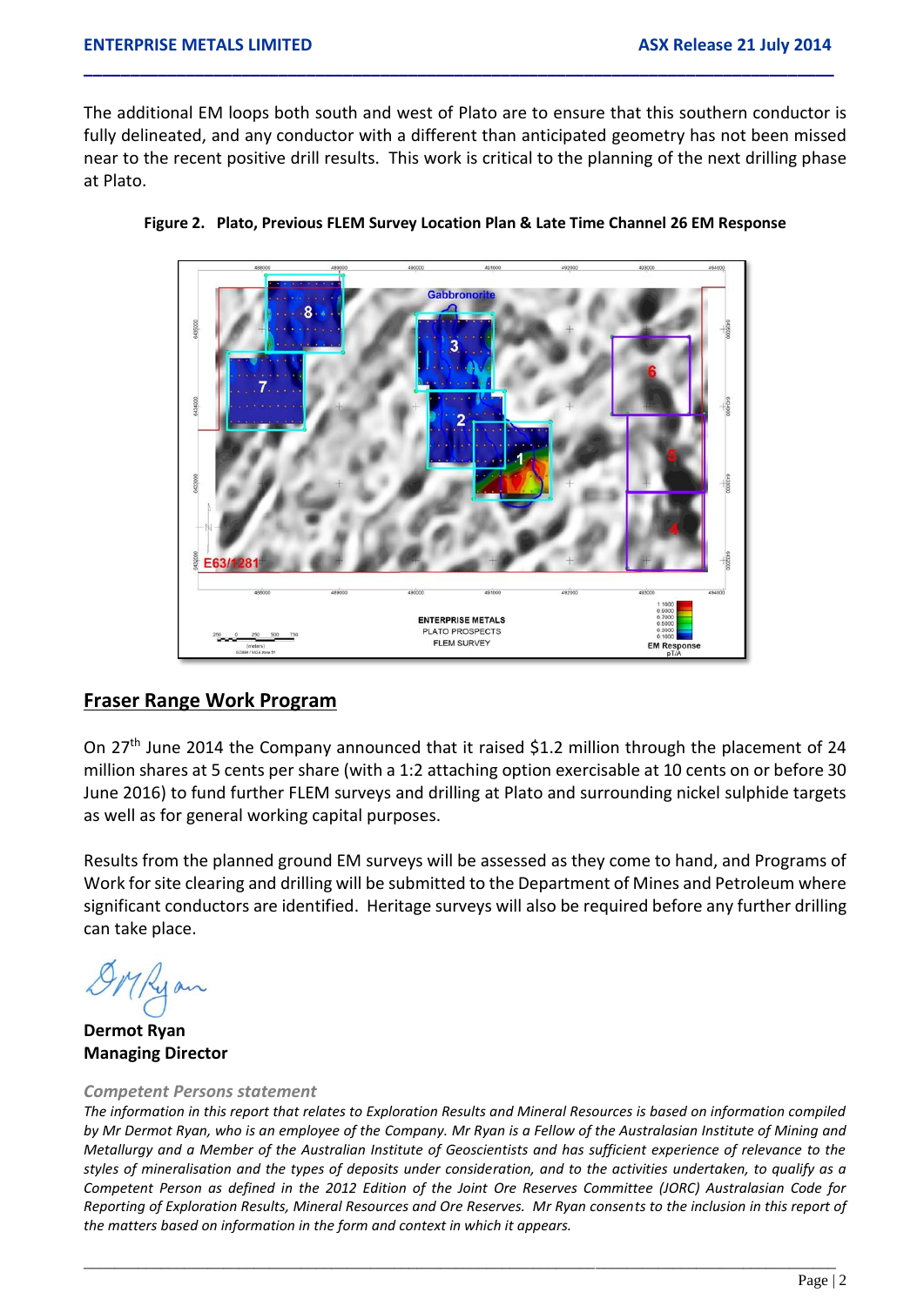The additional EM loops both south and west of Plato are to ensure that this southern conductor is fully delineated, and any conductor with a different than anticipated geometry has not been missed near to the recent positive drill results. This work is critical to the planning of the next drilling phase at Plato.

**Figure 2. Plato, Previous FLEM Survey Location Plan & Late Time Channel 26 EM Response**

Gabbronorite

E63/1281

ENTERPRISE METALS
PLATO PROSPECTS
FLEM SURVEY

EM Response
pT/A

## Fraser Range Work Program

On 27th June 2014 the Company announced that it raised $1.2 million through the placement of 24 million shares at 5 cents per share (with a 1:2 attaching option exercisable at 10 cents on or before 30 June 2016) to fund further FLEM surveys and drilling at Plato and surrounding nickel sulphide targets as well as for general working capital purposes.

Results from the planned ground EM surveys will be assessed as they come to hand, and Programs of Work for site clearing and drilling will be submitted to the Department of Mines and Petroleum where significant conductors are identified. Heritage surveys will also be required before any further drilling can take place.

**Dermot Ryan**
**Managing Director**

***Competent Persons statement***

*The information in this report that relates to Exploration Results and Mineral Resources is based on information compiled by Mr Dermot Ryan, who is an employee of the Company. Mr Ryan is a Fellow of the Australasian Institute of Mining and Metallurgy and a Member of the Australian Institute of Geoscientists and has sufficient experience of relevance to the styles of mineralisation and the types of deposits under consideration, and to the activities undertaken, to qualify as a Competent Person as defined in the 2012 Edition of the Joint Ore Reserves Committee (JORC) Australasian Code for Reporting of Exploration Results, Mineral Resources and Ore Reserves. Mr Ryan consents to the inclusion in this report of the matters based on information in the form and context in which it appears.*